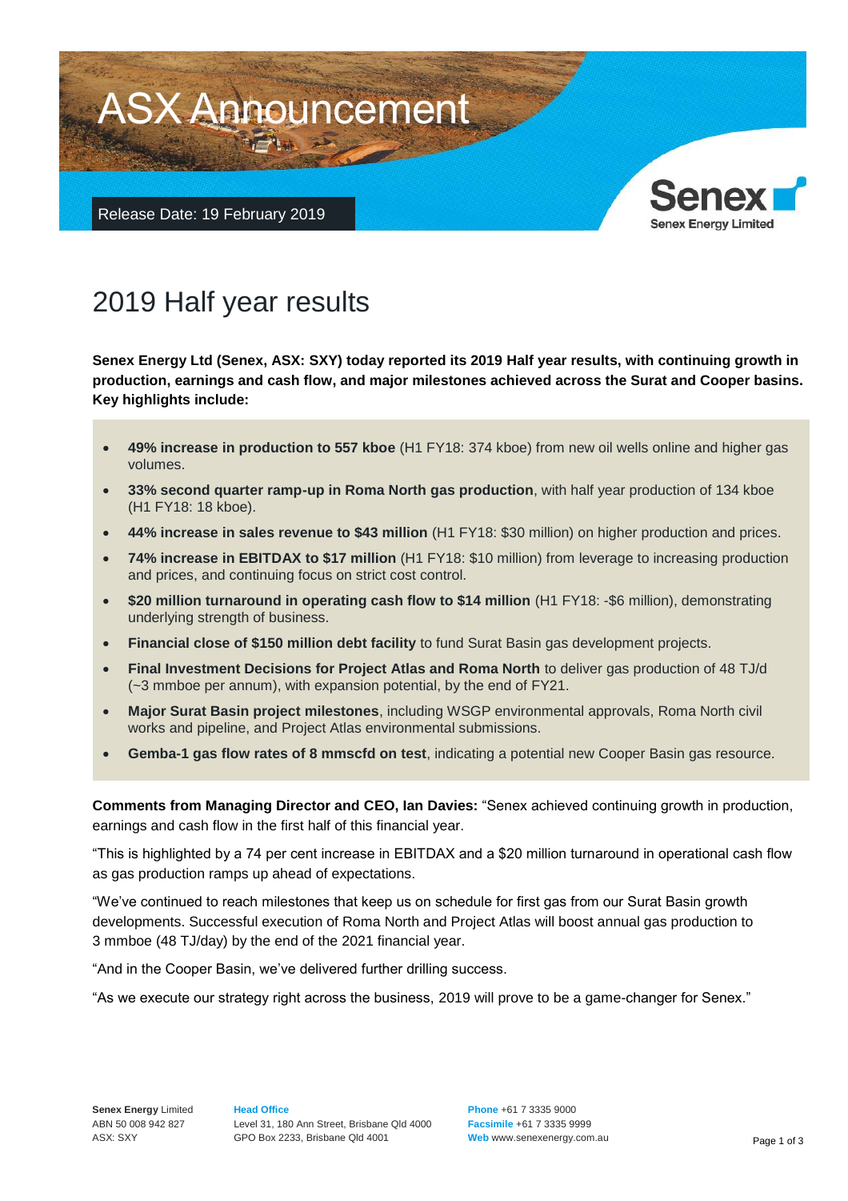# ASX Announcement

Release Date: 19 February 2019

Senex Energy Limited

# 2019 Half year results

**Senex Energy Ltd (Senex, ASX: SXY) today reported its 2019 Half year results, with continuing growth in production, earnings and cash flow, and major milestones achieved across the Surat and Cooper basins. Key highlights include:**

- **49% increase in production to 557 kboe** (H1 FY18: 374 kboe) from new oil wells online and higher gas volumes.
- **33% second quarter ramp-up in Roma North gas production**, with half year production of 134 kboe (H1 FY18: 18 kboe).
- **44% increase in sales revenue to $43 million** (H1 FY18: $30 million) on higher production and prices.
- **74% increase in EBITDAX to $17 million** (H1 FY18: $10 million) from leverage to increasing production and prices, and continuing focus on strict cost control.
- **$20 million turnaround in operating cash flow to $14 million** (H1 FY18: -$6 million), demonstrating underlying strength of business.
- **Financial close of $150 million debt facility** to fund Surat Basin gas development projects.
- **Final Investment Decisions for Project Atlas and Roma North** to deliver gas production of 48 TJ/d (~3 mmboe per annum), with expansion potential, by the end of FY21.
- **Major Surat Basin project milestones**, including WSGP environmental approvals, Roma North civil works and pipeline, and Project Atlas environmental submissions.
- **Gemba-1 gas flow rates of 8 mmscfd on test**, indicating a potential new Cooper Basin gas resource.

**Comments from Managing Director and CEO, Ian Davies:** "Senex achieved continuing growth in production, earnings and cash flow in the first half of this financial year.

"This is highlighted by a 74 per cent increase in EBITDAX and a $20 million turnaround in operational cash flow as gas production ramps up ahead of expectations.

"We've continued to reach milestones that keep us on schedule for first gas from our Surat Basin growth developments. Successful execution of Roma North and Project Atlas will boost annual gas production to 3 mmboe (48 TJ/day) by the end of the 2021 financial year.

"And in the Cooper Basin, we've delivered further drilling success.

"As we execute our strategy right across the business, 2019 will prove to be a game-changer for Senex."

**Senex Energy** Limited
ABN 50 008 942 827
ASX: SXY

**Head Office**
Level 31, 180 Ann Street, Brisbane Qld 4000
GPO Box 2233, Brisbane Qld 4001

**Phone** +61 7 3335 9000
**Facsimile** +61 7 3335 9999
**Web** www.senexenergy.com.au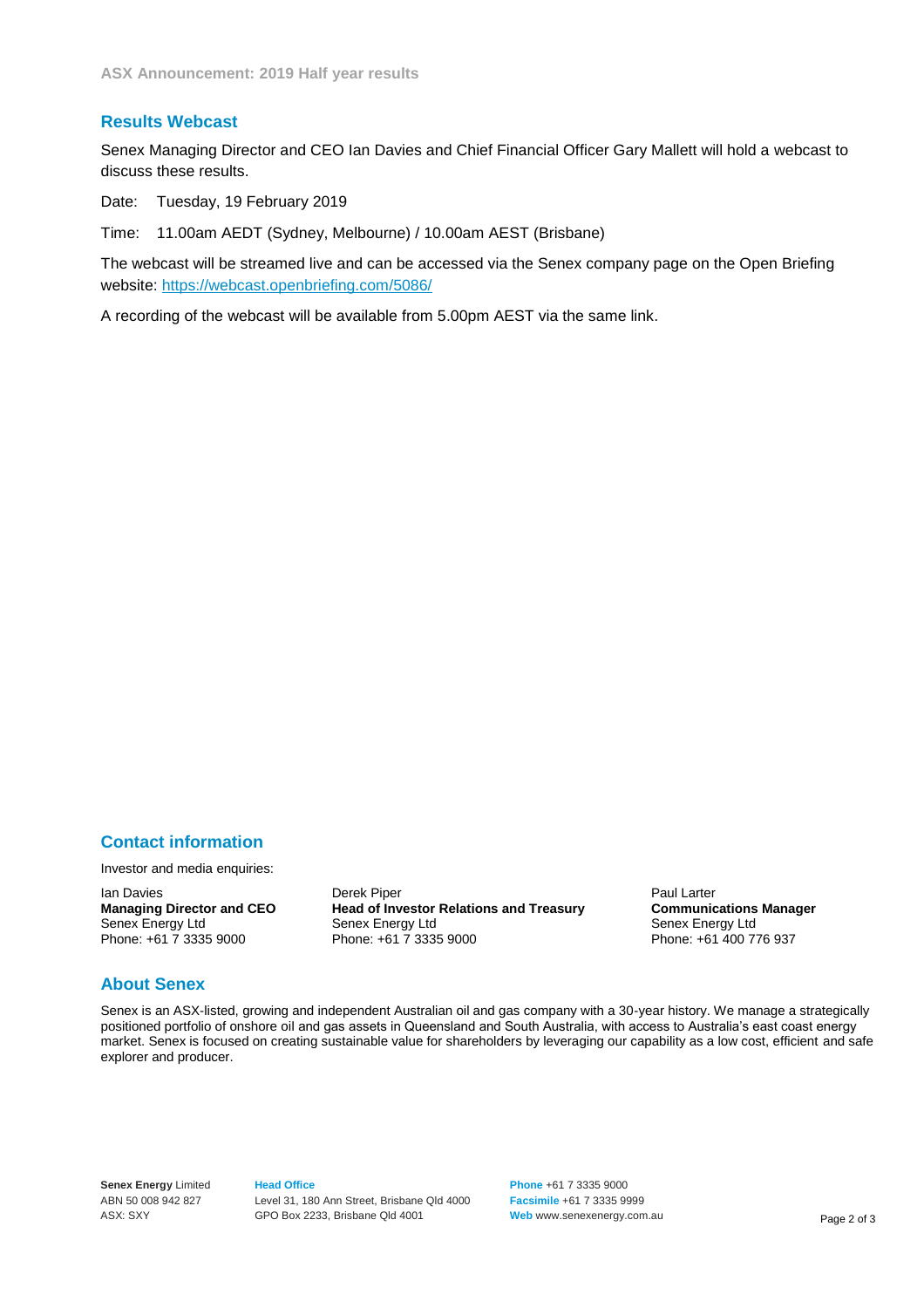## Results Webcast

Senex Managing Director and CEO Ian Davies and Chief Financial Officer Gary Mallett will hold a webcast to discuss these results.

Date: Tuesday, 19 February 2019

Time: 11.00am AEDT (Sydney, Melbourne) / 10.00am AEST (Brisbane)

The webcast will be streamed live and can be accessed via the Senex company page on the Open Briefing website: https://webcast.openbriefing.com/5086/

A recording of the webcast will be available from 5.00pm AEST via the same link.

## Contact information

Investor and media enquiries:

Ian Davies
**Managing Director and CEO**
Senex Energy Ltd
Phone: +61 7 3335 9000

Derek Piper
**Head of Investor Relations and Treasury**
Senex Energy Ltd
Phone: +61 7 3335 9000

Paul Larter
**Communications Manager**
Senex Energy Ltd
Phone: +61 400 776 937

## About Senex

Senex is an ASX-listed, growing and independent Australian oil and gas company with a 30-year history. We manage a strategically positioned portfolio of onshore oil and gas assets in Queensland and South Australia, with access to Australia's east coast energy market. Senex is focused on creating sustainable value for shareholders by leveraging our capability as a low cost, efficient and safe explorer and producer.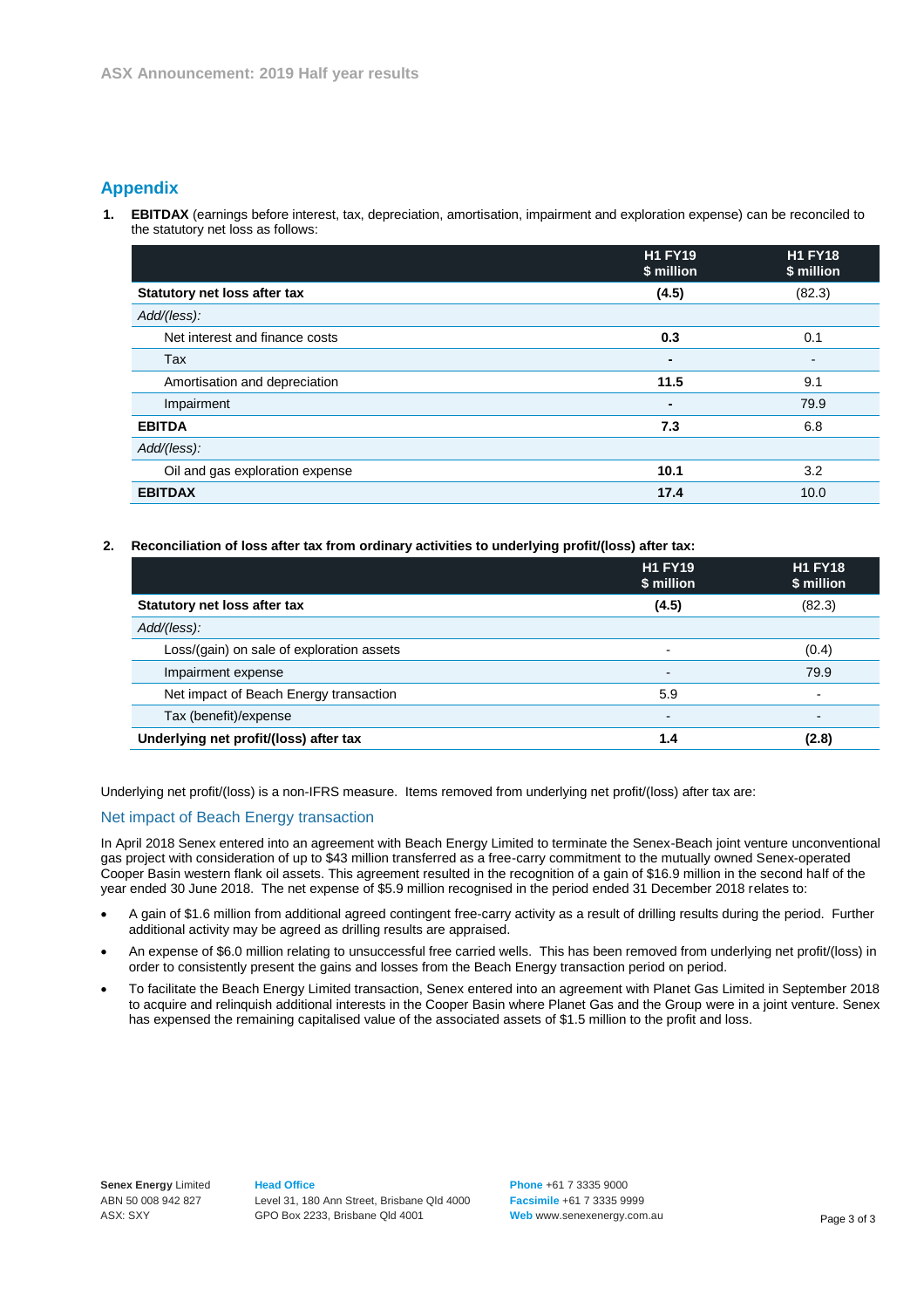## Appendix

1. **EBITDAX** (earnings before interest, tax, depreciation, amortisation, impairment and exploration expense) can be reconciled to the statutory net loss as follows:

| | H1 FY19 $ million | H1 FY18 $ million |
|---|---|---|
| **Statutory net loss after tax** | **(4.5)** | (82.3) |
| *Add/(less):* | | |
| Net interest and finance costs | **0.3** | 0.1 |
| Tax | **-** | - |
| Amortisation and depreciation | **11.5** | 9.1 |
| Impairment | **-** | 79.9 |
| **EBITDA** | **7.3** | 6.8 |
| *Add/(less):* | | |
| Oil and gas exploration expense | **10.1** | 3.2 |
| **EBITDAX** | **17.4** | 10.0 |

2. **Reconciliation of loss after tax from ordinary activities to underlying profit/(loss) after tax:**

| | H1 FY19 $ million | H1 FY18 $ million |
|---|---|---|
| **Statutory net loss after tax** | **(4.5)** | (82.3) |
| *Add/(less):* | | |
| Loss/(gain) on sale of exploration assets | - | (0.4) |
| Impairment expense | - | 79.9 |
| Net impact of Beach Energy transaction | 5.9 | - |
| Tax (benefit)/expense | - | - |
| **Underlying net profit/(loss) after tax** | **1.4** | **(2.8)** |

Underlying net profit/(loss) is a non-IFRS measure. Items removed from underlying net profit/(loss) after tax are:

### Net impact of Beach Energy transaction

In April 2018 Senex entered into an agreement with Beach Energy Limited to terminate the Senex-Beach joint venture unconventional gas project with consideration of up to $43 million transferred as a free-carry commitment to the mutually owned Senex-operated Cooper Basin western flank oil assets. This agreement resulted in the recognition of a gain of $16.9 million in the second half of the year ended 30 June 2018. The net expense of $5.9 million recognised in the period ended 31 December 2018 relates to:

- A gain of $1.6 million from additional agreed contingent free-carry activity as a result of drilling results during the period. Further additional activity may be agreed as drilling results are appraised.
- An expense of $6.0 million relating to unsuccessful free carried wells. This has been removed from underlying net profit/(loss) in order to consistently present the gains and losses from the Beach Energy transaction period on period.
- To facilitate the Beach Energy Limited transaction, Senex entered into an agreement with Planet Gas Limited in September 2018 to acquire and relinquish additional interests in the Cooper Basin where Planet Gas and the Group were in a joint venture. Senex has expensed the remaining capitalised value of the associated assets of $1.5 million to the profit and loss.